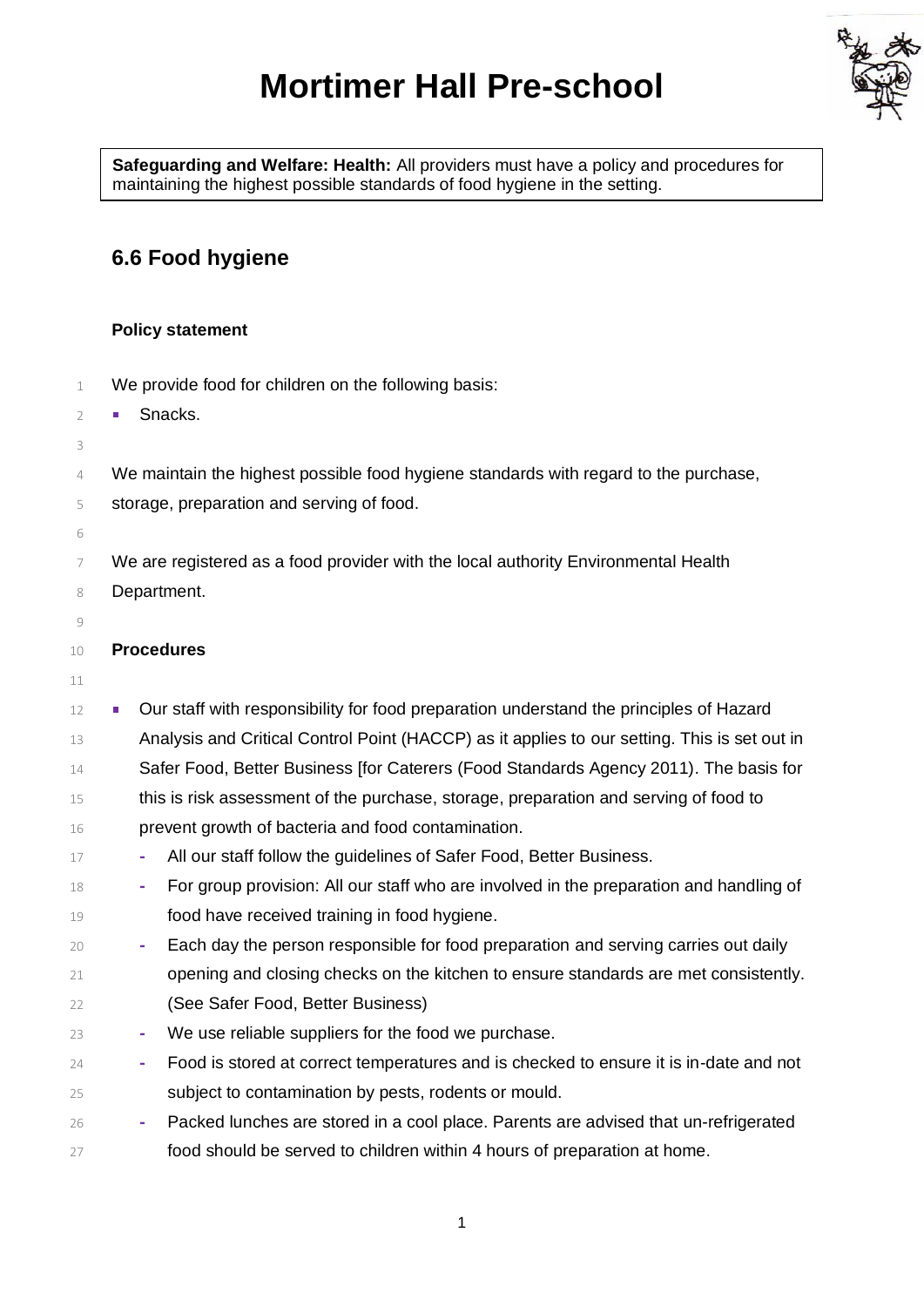# Mortimer Hall Pre-school

**Safeguarding and Welfare: Health:** All providers must have a policy and procedures for maintaining the highest possible standards of food hygiene in the setting.

## 6.6 Food hygiene

### Policy statement

We provide food for children on the following basis:

- Snacks.

We maintain the highest possible food hygiene standards with regard to the purchase, storage, preparation and serving of food.

We are registered as a food provider with the local authority Environmental Health Department.

### Procedures

- Our staff with responsibility for food preparation understand the principles of Hazard Analysis and Critical Control Point (HACCP) as it applies to our setting. This is set out in Safer Food, Better Business [for Caterers (Food Standards Agency 2011). The basis for this is risk assessment of the purchase, storage, preparation and serving of food to prevent growth of bacteria and food contamination.
  - All our staff follow the guidelines of Safer Food, Better Business.
  - For group provision: All our staff who are involved in the preparation and handling of food have received training in food hygiene.
  - Each day the person responsible for food preparation and serving carries out daily opening and closing checks on the kitchen to ensure standards are met consistently. (See Safer Food, Better Business)
  - We use reliable suppliers for the food we purchase.
  - Food is stored at correct temperatures and is checked to ensure it is in-date and not subject to contamination by pests, rodents or mould.
  - Packed lunches are stored in a cool place. Parents are advised that un-refrigerated food should be served to children within 4 hours of preparation at home.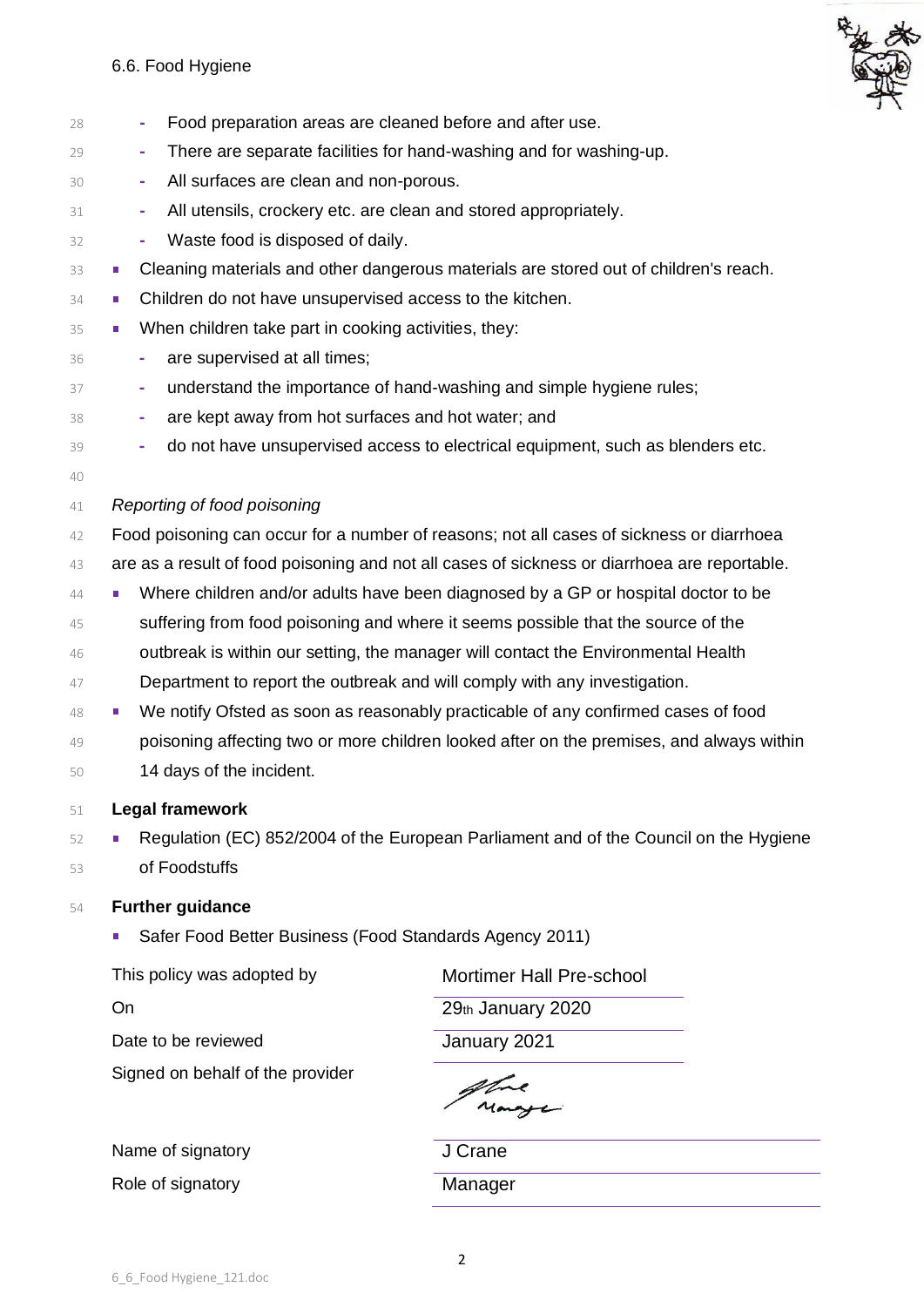- Food preparation areas are cleaned before and after use.
- There are separate facilities for hand-washing and for washing-up.
- All surfaces are clean and non-porous.
- All utensils, crockery etc. are clean and stored appropriately.
- Waste food is disposed of daily.

- Cleaning materials and other dangerous materials are stored out of children's reach.
- Children do not have unsupervised access to the kitchen.
- When children take part in cooking activities, they:
  - are supervised at all times;
  - understand the importance of hand-washing and simple hygiene rules;
  - are kept away from hot surfaces and hot water; and
  - do not have unsupervised access to electrical equipment, such as blenders etc.

*Reporting of food poisoning*

Food poisoning can occur for a number of reasons; not all cases of sickness or diarrhoea are as a result of food poisoning and not all cases of sickness or diarrhoea are reportable.

- Where children and/or adults have been diagnosed by a GP or hospital doctor to be suffering from food poisoning and where it seems possible that the source of the outbreak is within our setting, the manager will contact the Environmental Health Department to report the outbreak and will comply with any investigation.
- We notify Ofsted as soon as reasonably practicable of any confirmed cases of food poisoning affecting two or more children looked after on the premises, and always within 14 days of the incident.

**Legal framework**

- Regulation (EC) 852/2004 of the European Parliament and of the Council on the Hygiene of Foodstuffs

**Further guidance**

- Safer Food Better Business (Food Standards Agency 2011)

| | |
|---|---|
| This policy was adopted by | Mortimer Hall Pre-school |
| On | 29th January 2020 |
| Date to be reviewed | January 2021 |
| Signed on behalf of the provider | |
| Name of signatory | J Crane |
| Role of signatory | Manager |